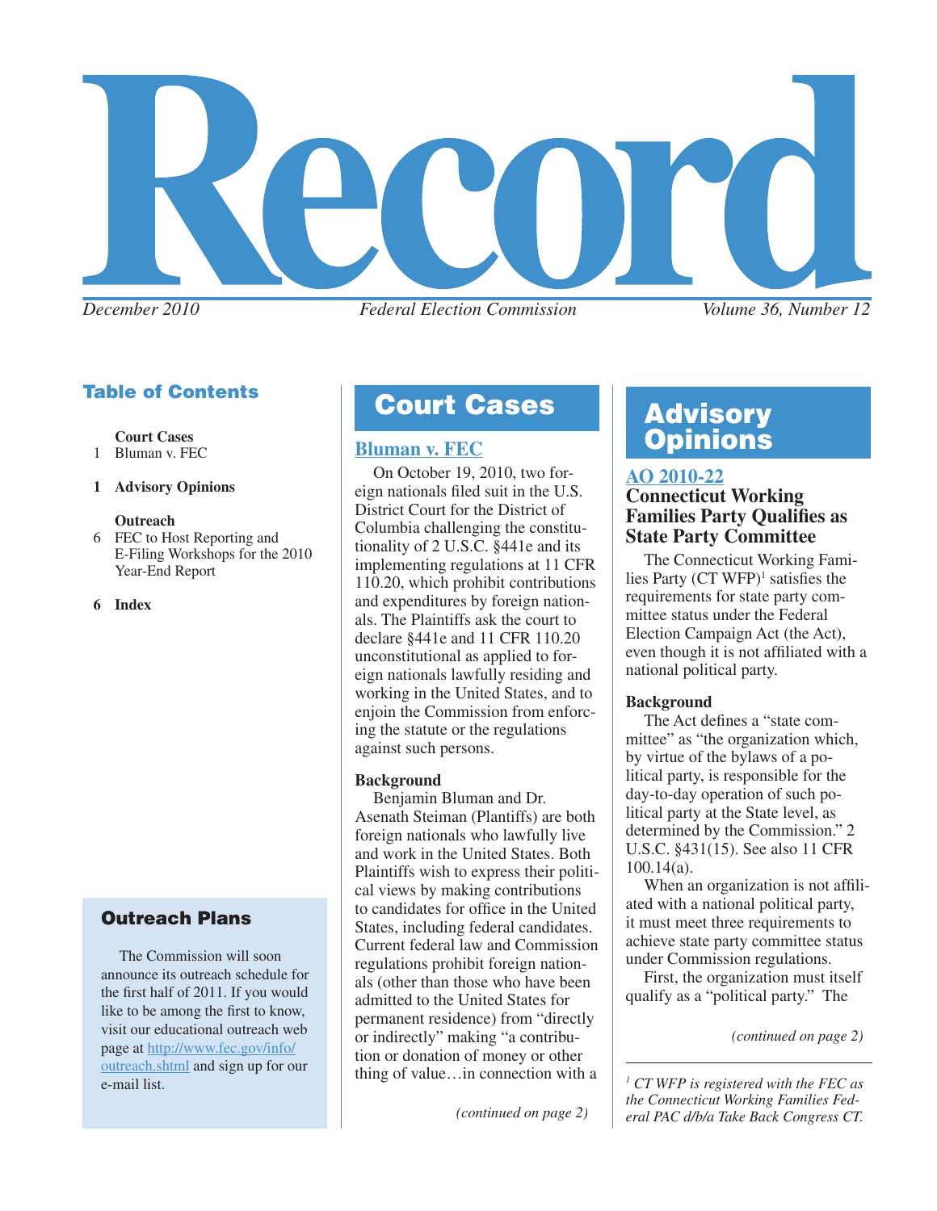# Record

*December 2010* *Federal Election Commission* *Volume 36, Number 12*

## Table of Contents

**Court Cases**
1 Bluman v. FEC

**1 Advisory Opinions**

**Outreach**
6 FEC to Host Reporting and E-Filing Workshops for the 2010 Year-End Report

**6 Index**

## Outreach Plans

The Commission will soon announce its outreach schedule for the first half of 2011. If you would like to be among the first to know, visit our educational outreach web page at http://www.fec.gov/info/outreach.shtml and sign up for our e-mail list.

# Court Cases

## Bluman v. FEC

On October 19, 2010, two foreign nationals filed suit in the U.S. District Court for the District of Columbia challenging the constitutionality of 2 U.S.C. §441e and its implementing regulations at 11 CFR 110.20, which prohibit contributions and expenditures by foreign nationals. The Plaintiffs ask the court to declare §441e and 11 CFR 110.20 unconstitutional as applied to foreign nationals lawfully residing and working in the United States, and to enjoin the Commission from enforcing the statute or the regulations against such persons.

**Background**

Benjamin Bluman and Dr. Asenath Steiman (Plantiffs) are both foreign nationals who lawfully live and work in the United States. Both Plaintiffs wish to express their political views by making contributions to candidates for office in the United States, including federal candidates. Current federal law and Commission regulations prohibit foreign nationals (other than those who have been admitted to the United States for permanent residence) from "directly or indirectly" making "a contribution or donation of money or other thing of value…in connection with a

*(continued on page 2)*

# Advisory Opinions

## AO 2010-22

### Connecticut Working Families Party Qualifies as State Party Committee

The Connecticut Working Families Party (CT WFP)[1] satisfies the requirements for state party committee status under the Federal Election Campaign Act (the Act), even though it is not affiliated with a national political party.

**Background**

The Act defines a "state committee" as "the organization which, by virtue of the bylaws of a political party, is responsible for the day-to-day operation of such political party at the State level, as determined by the Commission." 2 U.S.C. §431(15). See also 11 CFR 100.14(a).

When an organization is not affiliated with a national political party, it must meet three requirements to achieve state party committee status under Commission regulations.

First, the organization must itself qualify as a "political party." The

*(continued on page 2)*

*[1] CT WFP is registered with the FEC as the Connecticut Working Families Federal PAC d/b/a Take Back Congress CT.*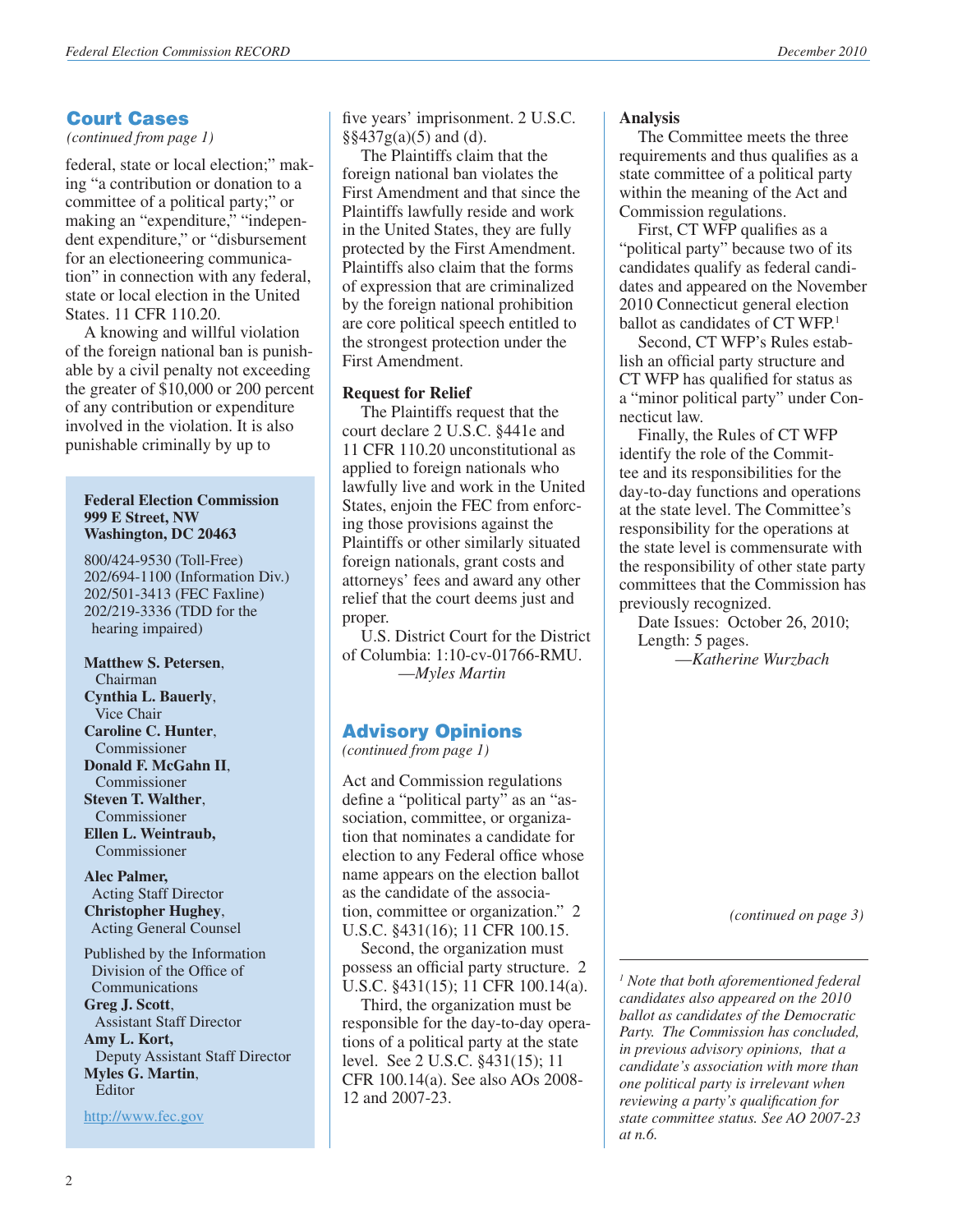## Court Cases

*(continued from page 1)*

federal, state or local election;" making "a contribution or donation to a committee of a political party;" or making an "expenditure," "independent expenditure," or "disbursement for an electioneering communication" in connection with any federal, state or local election in the United States. 11 CFR 110.20.

A knowing and willful violation of the foreign national ban is punishable by a civil penalty not exceeding the greater of $10,000 or 200 percent of any contribution or expenditure involved in the violation. It is also punishable criminally by up to five years' imprisonment. 2 U.S.C. §§437g(a)(5) and (d).

The Plaintiffs claim that the foreign national ban violates the First Amendment and that since the Plaintiffs lawfully reside and work in the United States, they are fully protected by the First Amendment. Plaintiffs also claim that the forms of expression that are criminalized by the foreign national prohibition are core political speech entitled to the strongest protection under the First Amendment.

**Request for Relief**

The Plaintiffs request that the court declare 2 U.S.C. §441e and 11 CFR 110.20 unconstitutional as applied to foreign nationals who lawfully live and work in the United States, enjoin the FEC from enforcing those provisions against the Plaintiffs or other similarly situated foreign nationals, grant costs and attorneys' fees and award any other relief that the court deems just and proper.

U.S. District Court for the District of Columbia: 1:10-cv-01766-RMU.

—*Myles Martin*

**Federal Election Commission**
**999 E Street, NW**
**Washington, DC 20463**

800/424-9530 (Toll-Free)
202/694-1100 (Information Div.)
202/501-3413 (FEC Faxline)
202/219-3336 (TDD for the hearing impaired)

**Matthew S. Petersen**, Chairman
**Cynthia L. Bauerly**, Vice Chair
**Caroline C. Hunter**, Commissioner
**Donald F. McGahn II**, Commissioner
**Steven T. Walther**, Commissioner
**Ellen L. Weintraub,** Commissioner

**Alec Palmer,** Acting Staff Director
**Christopher Hughey**, Acting General Counsel

Published by the Information Division of the Office of Communications
**Greg J. Scott**, Assistant Staff Director
**Amy L. Kort,** Deputy Assistant Staff Director
**Myles G. Martin**, Editor

http://www.fec.gov

## Advisory Opinions

*(continued from page 1)*

Act and Commission regulations define a "political party" as an "association, committee, or organization that nominates a candidate for election to any Federal office whose name appears on the election ballot as the candidate of the association, committee or organization." 2 U.S.C. §431(16); 11 CFR 100.15.

Second, the organization must possess an official party structure. 2 U.S.C. §431(15); 11 CFR 100.14(a).

Third, the organization must be responsible for the day-to-day operations of a political party at the state level. See 2 U.S.C. §431(15); 11 CFR 100.14(a). See also AOs 2008-12 and 2007-23.

**Analysis**

The Committee meets the three requirements and thus qualifies as a state committee of a political party within the meaning of the Act and Commission regulations.

First, CT WFP qualifies as a "political party" because two of its candidates qualify as federal candidates and appeared on the November 2010 Connecticut general election ballot as candidates of CT WFP.[1]

Second, CT WFP's Rules establish an official party structure and CT WFP has qualified for status as a "minor political party" under Connecticut law.

Finally, the Rules of CT WFP identify the role of the Committee and its responsibilities for the day-to-day functions and operations at the state level. The Committee's responsibility for the operations at the state level is commensurate with the responsibility of other state party committees that the Commission has previously recognized.

Date Issues: October 26, 2010; Length: 5 pages.

—*Katherine Wurzbach*

*(continued on page 3)*

---

*[1] Note that both aforementioned federal candidates also appeared on the 2010 ballot as candidates of the Democratic Party. The Commission has concluded, in previous advisory opinions, that a candidate's association with more than one political party is irrelevant when reviewing a party's qualification for state committee status. See AO 2007-23 at n.6.*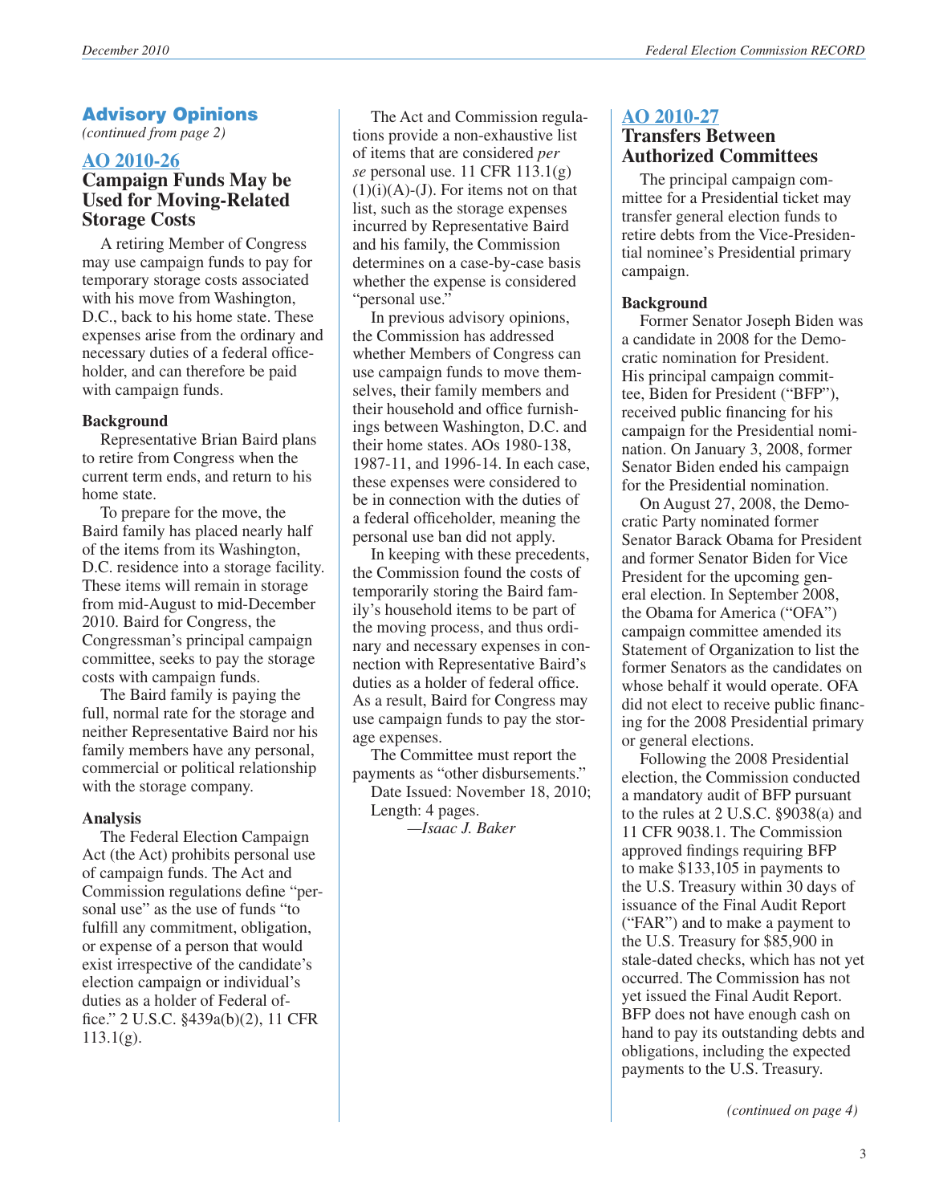## Advisory Opinions

*(continued from page 2)*

### AO 2010-26

### Campaign Funds May be Used for Moving-Related Storage Costs

A retiring Member of Congress may use campaign funds to pay for temporary storage costs associated with his move from Washington, D.C., back to his home state. These expenses arise from the ordinary and necessary duties of a federal officeholder, and can therefore be paid with campaign funds.

**Background**

Representative Brian Baird plans to retire from Congress when the current term ends, and return to his home state.

To prepare for the move, the Baird family has placed nearly half of the items from its Washington, D.C. residence into a storage facility. These items will remain in storage from mid-August to mid-December 2010. Baird for Congress, the Congressman's principal campaign committee, seeks to pay the storage costs with campaign funds.

The Baird family is paying the full, normal rate for the storage and neither Representative Baird nor his family members have any personal, commercial or political relationship with the storage company.

**Analysis**

The Federal Election Campaign Act (the Act) prohibits personal use of campaign funds. The Act and Commission regulations define "personal use" as the use of funds "to fulfill any commitment, obligation, or expense of a person that would exist irrespective of the candidate's election campaign or individual's duties as a holder of Federal office." 2 U.S.C. §439a(b)(2), 11 CFR 113.1(g).

The Act and Commission regulations provide a non-exhaustive list of items that are considered *per se* personal use. 11 CFR 113.1(g)(1)(i)(A)-(J). For items not on that list, such as the storage expenses incurred by Representative Baird and his family, the Commission determines on a case-by-case basis whether the expense is considered "personal use."

In previous advisory opinions, the Commission has addressed whether Members of Congress can use campaign funds to move themselves, their family members and their household and office furnishings between Washington, D.C. and their home states. AOs 1980-138, 1987-11, and 1996-14. In each case, these expenses were considered to be in connection with the duties of a federal officeholder, meaning the personal use ban did not apply.

In keeping with these precedents, the Commission found the costs of temporarily storing the Baird family's household items to be part of the moving process, and thus ordinary and necessary expenses in connection with Representative Baird's duties as a holder of federal office. As a result, Baird for Congress may use campaign funds to pay the storage expenses.

The Committee must report the payments as "other disbursements."

Date Issued: November 18, 2010; Length: 4 pages.

—*Isaac J. Baker*

### AO 2010-27

### Transfers Between Authorized Committees

The principal campaign committee for a Presidential ticket may transfer general election funds to retire debts from the Vice-Presidential nominee's Presidential primary campaign.

**Background**

Former Senator Joseph Biden was a candidate in 2008 for the Democratic nomination for President. His principal campaign committee, Biden for President ("BFP"), received public financing for his campaign for the Presidential nomination. On January 3, 2008, former Senator Biden ended his campaign for the Presidential nomination.

On August 27, 2008, the Democratic Party nominated former Senator Barack Obama for President and former Senator Biden for Vice President for the upcoming general election. In September 2008, the Obama for America ("OFA") campaign committee amended its Statement of Organization to list the former Senators as the candidates on whose behalf it would operate. OFA did not elect to receive public financing for the 2008 Presidential primary or general elections.

Following the 2008 Presidential election, the Commission conducted a mandatory audit of BFP pursuant to the rules at 2 U.S.C. §9038(a) and 11 CFR 9038.1. The Commission approved findings requiring BFP to make $133,105 in payments to the U.S. Treasury within 30 days of issuance of the Final Audit Report ("FAR") and to make a payment to the U.S. Treasury for $85,900 in stale-dated checks, which has not yet occurred. The Commission has not yet issued the Final Audit Report. BFP does not have enough cash on hand to pay its outstanding debts and obligations, including the expected payments to the U.S. Treasury.

*(continued on page 4)*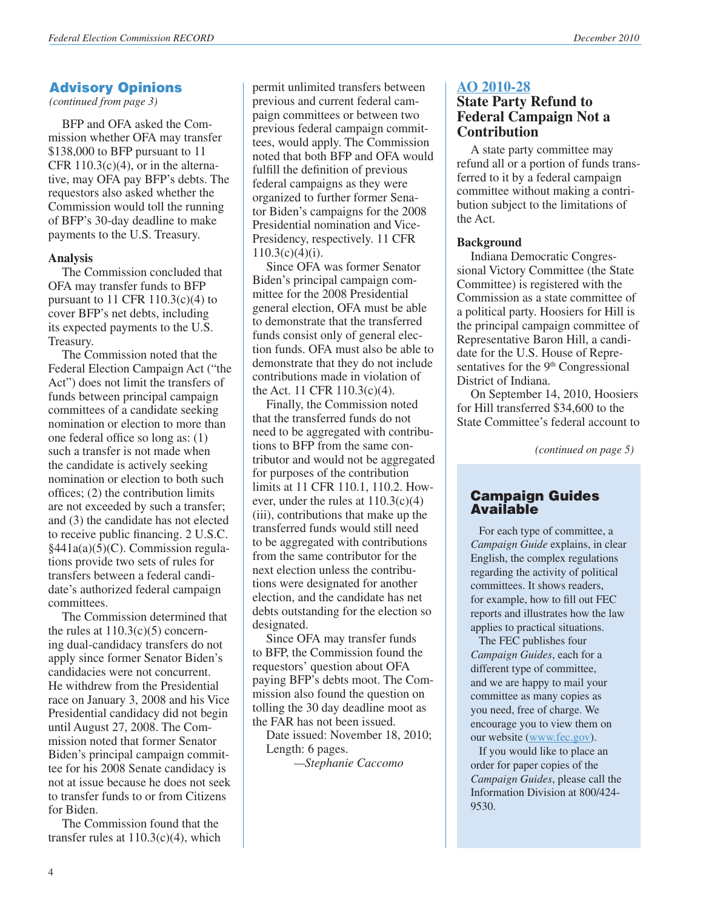## Advisory Opinions

*(continued from page 3)*

BFP and OFA asked the Commission whether OFA may transfer $138,000 to BFP pursuant to 11 CFR 110.3(c)(4), or in the alternative, may OFA pay BFP's debts. The requestors also asked whether the Commission would toll the running of BFP's 30-day deadline to make payments to the U.S. Treasury.

**Analysis**

The Commission concluded that OFA may transfer funds to BFP pursuant to 11 CFR 110.3(c)(4) to cover BFP's net debts, including its expected payments to the U.S. Treasury.

The Commission noted that the Federal Election Campaign Act ("the Act") does not limit the transfers of funds between principal campaign committees of a candidate seeking nomination or election to more than one federal office so long as: (1) such a transfer is not made when the candidate is actively seeking nomination or election to both such offices; (2) the contribution limits are not exceeded by such a transfer; and (3) the candidate has not elected to receive public financing. 2 U.S.C. §441a(a)(5)(C). Commission regulations provide two sets of rules for transfers between a federal candidate's authorized federal campaign committees.

The Commission determined that the rules at 110.3(c)(5) concerning dual-candidacy transfers do not apply since former Senator Biden's candidacies were not concurrent. He withdrew from the Presidential race on January 3, 2008 and his Vice Presidential candidacy did not begin until August 27, 2008. The Commission noted that former Senator Biden's principal campaign committee for his 2008 Senate candidacy is not at issue because he does not seek to transfer funds to or from Citizens for Biden.

The Commission found that the transfer rules at 110.3(c)(4), which permit unlimited transfers between previous and current federal campaign committees or between two previous federal campaign committees, would apply. The Commission noted that both BFP and OFA would fulfill the definition of previous federal campaigns as they were organized to further former Senator Biden's campaigns for the 2008 Presidential nomination and Vice-Presidency, respectively. 11 CFR 110.3(c)(4)(i).

Since OFA was former Senator Biden's principal campaign committee for the 2008 Presidential general election, OFA must be able to demonstrate that the transferred funds consist only of general election funds. OFA must also be able to demonstrate that they do not include contributions made in violation of the Act. 11 CFR 110.3(c)(4).

Finally, the Commission noted that the transferred funds do not need to be aggregated with contributions to BFP from the same contributor and would not be aggregated for purposes of the contribution limits at 11 CFR 110.1, 110.2. However, under the rules at 110.3(c)(4)(iii), contributions that make up the transferred funds would still need to be aggregated with contributions from the same contributor for the next election unless the contributions were designated for another election, and the candidate has net debts outstanding for the election so designated.

Since OFA may transfer funds to BFP, the Commission found the requestors' question about OFA paying BFP's debts moot. The Commission also found the question on tolling the 30 day deadline moot as the FAR has not been issued.

Date issued: November 18, 2010; Length: 6 pages.

—*Stephanie Caccomo*

## AO 2010-28

### State Party Refund to Federal Campaign Not a Contribution

A state party committee may refund all or a portion of funds transferred to it by a federal campaign committee without making a contribution subject to the limitations of the Act.

**Background**

Indiana Democratic Congressional Victory Committee (the State Committee) is registered with the Commission as a state committee of a political party. Hoosiers for Hill is the principal campaign committee of Representative Baron Hill, a candidate for the U.S. House of Representatives for the 9th Congressional District of Indiana.

On September 14, 2010, Hoosiers for Hill transferred $34,600 to the State Committee's federal account to

*(continued on page 5)*

---

## Campaign Guides Available

For each type of committee, a *Campaign Guide* explains, in clear English, the complex regulations regarding the activity of political committees. It shows readers, for example, how to fill out FEC reports and illustrates how the law applies to practical situations.

The FEC publishes four *Campaign Guides*, each for a different type of committee, and we are happy to mail your committee as many copies as you need, free of charge. We encourage you to view them on our website (www.fec.gov).

If you would like to place an order for paper copies of the *Campaign Guides*, please call the Information Division at 800/424-9530.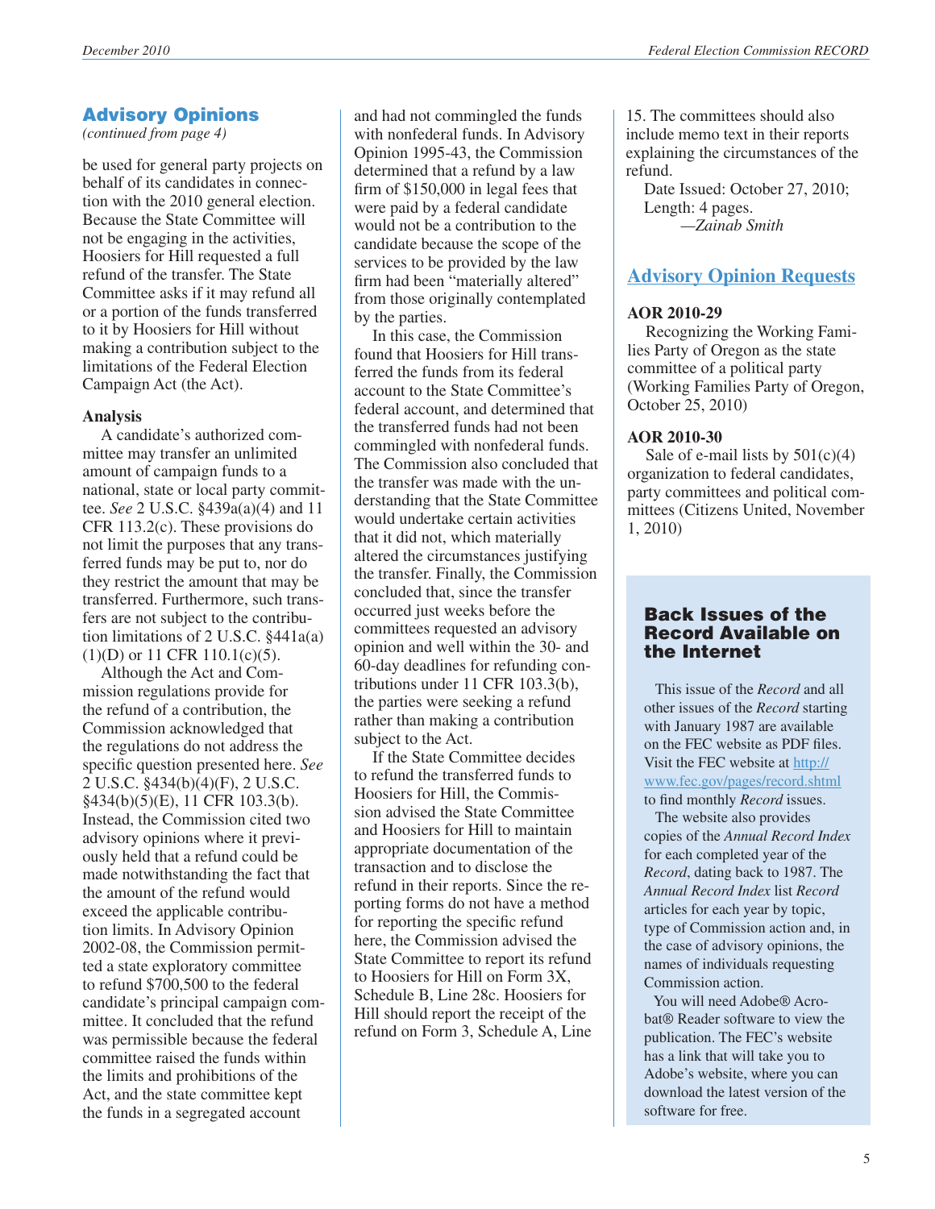## Advisory Opinions

*(continued from page 4)*

be used for general party projects on behalf of its candidates in connection with the 2010 general election. Because the State Committee will not be engaging in the activities, Hoosiers for Hill requested a full refund of the transfer. The State Committee asks if it may refund all or a portion of the funds transferred to it by Hoosiers for Hill without making a contribution subject to the limitations of the Federal Election Campaign Act (the Act).

**Analysis**

A candidate's authorized committee may transfer an unlimited amount of campaign funds to a national, state or local party committee. *See* 2 U.S.C. §439a(a)(4) and 11 CFR 113.2(c). These provisions do not limit the purposes that any transferred funds may be put to, nor do they restrict the amount that may be transferred. Furthermore, such transfers are not subject to the contribution limitations of 2 U.S.C. §441a(a)(1)(D) or 11 CFR 110.1(c)(5).

Although the Act and Commission regulations provide for the refund of a contribution, the Commission acknowledged that the regulations do not address the specific question presented here. *See* 2 U.S.C. §434(b)(4)(F), 2 U.S.C. §434(b)(5)(E), 11 CFR 103.3(b). Instead, the Commission cited two advisory opinions where it previously held that a refund could be made notwithstanding the fact that the amount of the refund would exceed the applicable contribution limits. In Advisory Opinion 2002-08, the Commission permitted a state exploratory committee to refund $700,500 to the federal candidate's principal campaign committee. It concluded that the refund was permissible because the federal committee raised the funds within the limits and prohibitions of the Act, and the state committee kept the funds in a segregated account and had not commingled the funds with nonfederal funds. In Advisory Opinion 1995-43, the Commission determined that a refund by a law firm of $150,000 in legal fees that were paid by a federal candidate would not be a contribution to the candidate because the scope of the services to be provided by the law firm had been "materially altered" from those originally contemplated by the parties.

In this case, the Commission found that Hoosiers for Hill transferred the funds from its federal account to the State Committee's federal account, and determined that the transferred funds had not been commingled with nonfederal funds. The Commission also concluded that the transfer was made with the understanding that the State Committee would undertake certain activities that it did not, which materially altered the circumstances justifying the transfer. Finally, the Commission concluded that, since the transfer occurred just weeks before the committees requested an advisory opinion and well within the 30- and 60-day deadlines for refunding contributions under 11 CFR 103.3(b), the parties were seeking a refund rather than making a contribution subject to the Act.

If the State Committee decides to refund the transferred funds to Hoosiers for Hill, the Commission advised the State Committee and Hoosiers for Hill to maintain appropriate documentation of the transaction and to disclose the refund in their reports. Since the reporting forms do not have a method for reporting the specific refund here, the Commission advised the State Committee to report its refund to Hoosiers for Hill on Form 3X, Schedule B, Line 28c. Hoosiers for Hill should report the receipt of the refund on Form 3, Schedule A, Line 15. The committees should also include memo text in their reports explaining the circumstances of the refund.

Date Issued: October 27, 2010; Length: 4 pages.

*—Zainab Smith*

## Advisory Opinion Requests

**AOR 2010-29**

Recognizing the Working Families Party of Oregon as the state committee of a political party (Working Families Party of Oregon, October 25, 2010)

**AOR 2010-30**

Sale of e-mail lists by 501(c)(4) organization to federal candidates, party committees and political committees (Citizens United, November 1, 2010)

### Back Issues of the Record Available on the Internet

This issue of the *Record* and all other issues of the *Record* starting with January 1987 are available on the FEC website as PDF files. Visit the FEC website at http://www.fec.gov/pages/record.shtml to find monthly *Record* issues.

The website also provides copies of the *Annual Record Index* for each completed year of the *Record*, dating back to 1987. The *Annual Record Index* list *Record* articles for each year by topic, type of Commission action and, in the case of advisory opinions, the names of individuals requesting Commission action.

You will need Adobe® Acrobat® Reader software to view the publication. The FEC's website has a link that will take you to Adobe's website, where you can download the latest version of the software for free.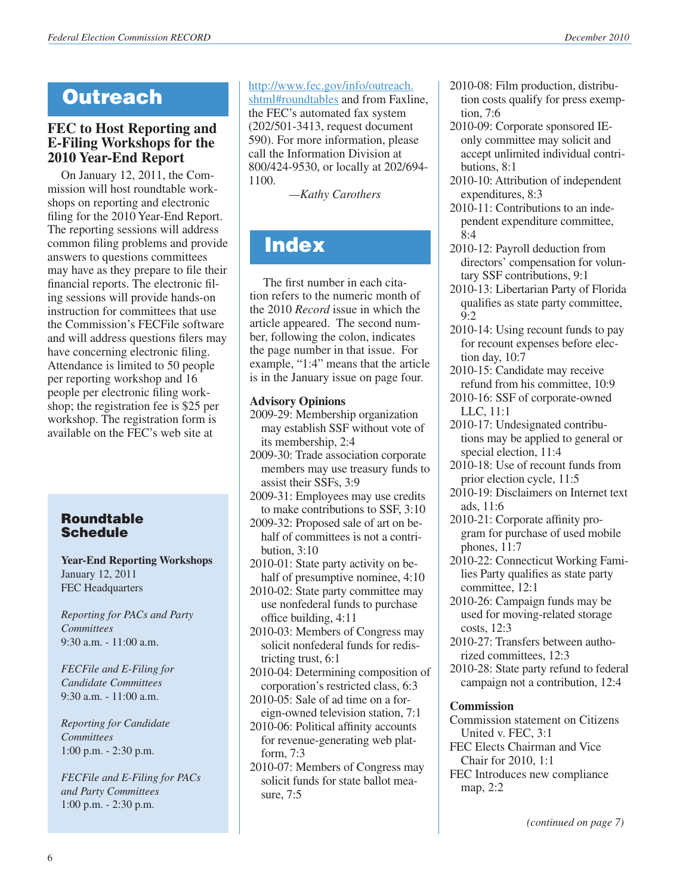# Outreach

## FEC to Host Reporting and E-Filing Workshops for the 2010 Year-End Report

On January 12, 2011, the Commission will host roundtable workshops on reporting and electronic filing for the 2010 Year-End Report. The reporting sessions will address common filing problems and provide answers to questions committees may have as they prepare to file their financial reports. The electronic filing sessions will provide hands-on instruction for committees that use the Commission's FECFile software and will address questions filers may have concerning electronic filing. Attendance is limited to 50 people per reporting workshop and 16 people per electronic filing workshop; the registration fee is $25 per workshop. The registration form is available on the FEC's web site at http://www.fec.gov/info/outreach.shtml#roundtables and from Faxline, the FEC's automated fax system (202/501-3413, request document 590). For more information, please call the Information Division at 800/424-9530, or locally at 202/694-1100.

—*Kathy Carothers*

### Roundtable Schedule

**Year-End Reporting Workshops**
January 12, 2011
FEC Headquarters

*Reporting for PACs and Party Committees*
9:30 a.m. - 11:00 a.m.

*FECFile and E-Filing for Candidate Committees*
9:30 a.m. - 11:00 a.m.

*Reporting for Candidate Committees*
1:00 p.m. - 2:30 p.m.

*FECFile and E-Filing for PACs and Party Committees*
1:00 p.m. - 2:30 p.m.

# Index

The first number in each citation refers to the numeric month of the 2010 *Record* issue in which the article appeared. The second number, following the colon, indicates the page number in that issue. For example, "1:4" means that the article is in the January issue on page four.

**Advisory Opinions**

2009-29: Membership organization may establish SSF without vote of its membership, 2:4
2009-30: Trade association corporate members may use treasury funds to assist their SSFs, 3:9
2009-31: Employees may use credits to make contributions to SSF, 3:10
2009-32: Proposed sale of art on behalf of committees is not a contribution, 3:10
2010-01: State party activity on behalf of presumptive nominee, 4:10
2010-02: State party committee may use nonfederal funds to purchase office building, 4:11
2010-03: Members of Congress may solicit nonfederal funds for redistricting trust, 6:1
2010-04: Determining composition of corporation's restricted class, 6:3
2010-05: Sale of ad time on a foreign-owned television station, 7:1
2010-06: Political affinity accounts for revenue-generating web platform, 7:3
2010-07: Members of Congress may solicit funds for state ballot measure, 7:5
2010-08: Film production, distribution costs qualify for press exemption, 7:6
2010-09: Corporate sponsored IE-only committee may solicit and accept unlimited individual contributions, 8:1
2010-10: Attribution of independent expenditures, 8:3
2010-11: Contributions to an independent expenditure committee, 8:4
2010-12: Payroll deduction from directors' compensation for voluntary SSF contributions, 9:1
2010-13: Libertarian Party of Florida qualifies as state party committee, 9:2
2010-14: Using recount funds to pay for recount expenses before election day, 10:7
2010-15: Candidate may receive refund from his committee, 10:9
2010-16: SSF of corporate-owned LLC, 11:1
2010-17: Undesignated contributions may be applied to general or special election, 11:4
2010-18: Use of recount funds from prior election cycle, 11:5
2010-19: Disclaimers on Internet text ads, 11:6
2010-21: Corporate affinity program for purchase of used mobile phones, 11:7
2010-22: Connecticut Working Families Party qualifies as state party committee, 12:1
2010-26: Campaign funds may be used for moving-related storage costs, 12:3
2010-27: Transfers between authorized committees, 12:3
2010-28: State party refund to federal campaign not a contribution, 12:4

**Commission**

Commission statement on Citizens United v. FEC, 3:1
FEC Elects Chairman and Vice Chair for 2010, 1:1
FEC Introduces new compliance map, 2:2

*(continued on page 7)*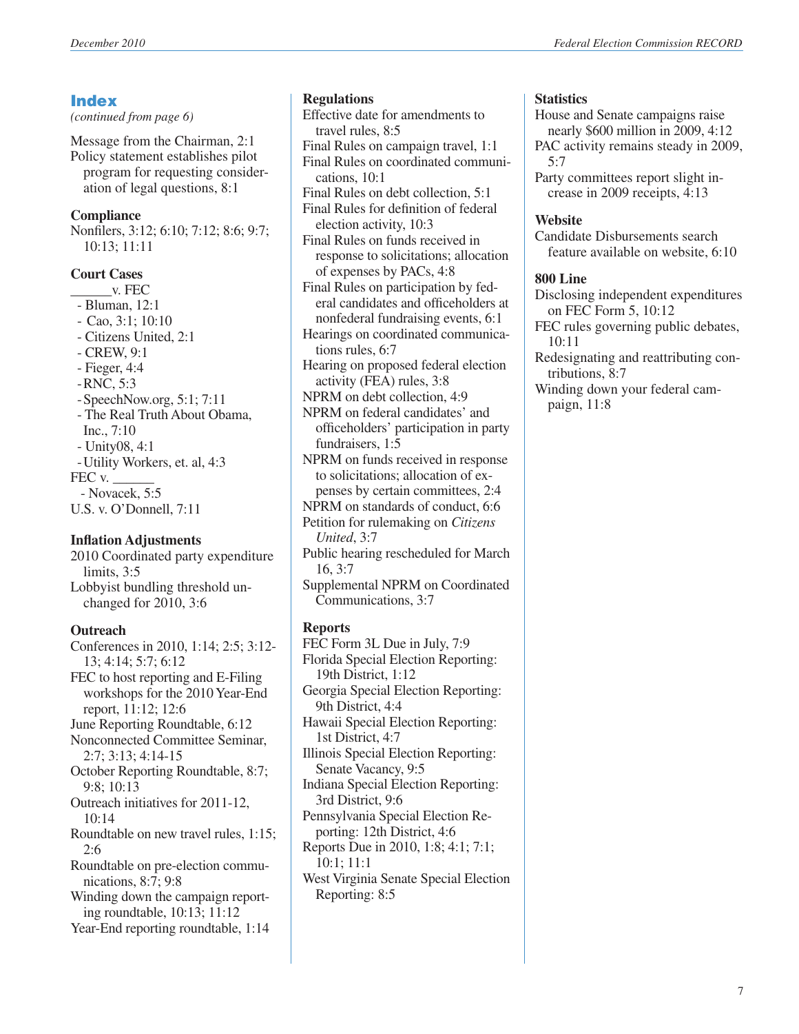## Index

*(continued from page 6)*

Message from the Chairman, 2:1
Policy statement establishes pilot program for requesting consideration of legal questions, 8:1

**Compliance**

Nonfilers, 3:12; 6:10; 7:12; 8:6; 9:7; 10:13; 11:11

**Court Cases**

______v. FEC
- Bluman, 12:1
- Cao, 3:1; 10:10
- Citizens United, 2:1
- CREW, 9:1
- Fieger, 4:4
- RNC, 5:3
- SpeechNow.org, 5:1; 7:11
- The Real Truth About Obama, Inc., 7:10
- Unity08, 4:1
- Utility Workers, et. al, 4:3

FEC v. ______
- Novacek, 5:5

U.S. v. O'Donnell, 7:11

**Inflation Adjustments**

2010 Coordinated party expenditure limits, 3:5
Lobbyist bundling threshold unchanged for 2010, 3:6

**Outreach**

Conferences in 2010, 1:14; 2:5; 3:12-13; 4:14; 5:7; 6:12
FEC to host reporting and E-Filing workshops for the 2010 Year-End report, 11:12; 12:6
June Reporting Roundtable, 6:12
Nonconnected Committee Seminar, 2:7; 3:13; 4:14-15
October Reporting Roundtable, 8:7; 9:8; 10:13
Outreach initiatives for 2011-12, 10:14
Roundtable on new travel rules, 1:15; 2:6
Roundtable on pre-election communications, 8:7; 9:8
Winding down the campaign reporting roundtable, 10:13; 11:12
Year-End reporting roundtable, 1:14

**Regulations**

Effective date for amendments to travel rules, 8:5
Final Rules on campaign travel, 1:1
Final Rules on coordinated communications, 10:1
Final Rules on debt collection, 5:1
Final Rules for definition of federal election activity, 10:3
Final Rules on funds received in response to solicitations; allocation of expenses by PACs, 4:8
Final Rules on participation by federal candidates and officeholders at nonfederal fundraising events, 6:1
Hearings on coordinated communications rules, 6:7
Hearing on proposed federal election activity (FEA) rules, 3:8
NPRM on debt collection, 4:9
NPRM on federal candidates' and officeholders' participation in party fundraisers, 1:5
NPRM on funds received in response to solicitations; allocation of expenses by certain committees, 2:4
NPRM on standards of conduct, 6:6
Petition for rulemaking on *Citizens United*, 3:7
Public hearing rescheduled for March 16, 3:7
Supplemental NPRM on Coordinated Communications, 3:7

**Reports**

FEC Form 3L Due in July, 7:9
Florida Special Election Reporting: 19th District, 1:12
Georgia Special Election Reporting: 9th District, 4:4
Hawaii Special Election Reporting: 1st District, 4:7
Illinois Special Election Reporting: Senate Vacancy, 9:5
Indiana Special Election Reporting: 3rd District, 9:6
Pennsylvania Special Election Reporting: 12th District, 4:6
Reports Due in 2010, 1:8; 4:1; 7:1; 10:1; 11:1
West Virginia Senate Special Election Reporting: 8:5

**Statistics**

House and Senate campaigns raise nearly $600 million in 2009, 4:12
PAC activity remains steady in 2009, 5:7
Party committees report slight increase in 2009 receipts, 4:13

**Website**

Candidate Disbursements search feature available on website, 6:10

**800 Line**

Disclosing independent expenditures on FEC Form 5, 10:12
FEC rules governing public debates, 10:11
Redesignating and reattributing contributions, 8:7
Winding down your federal campaign, 11:8